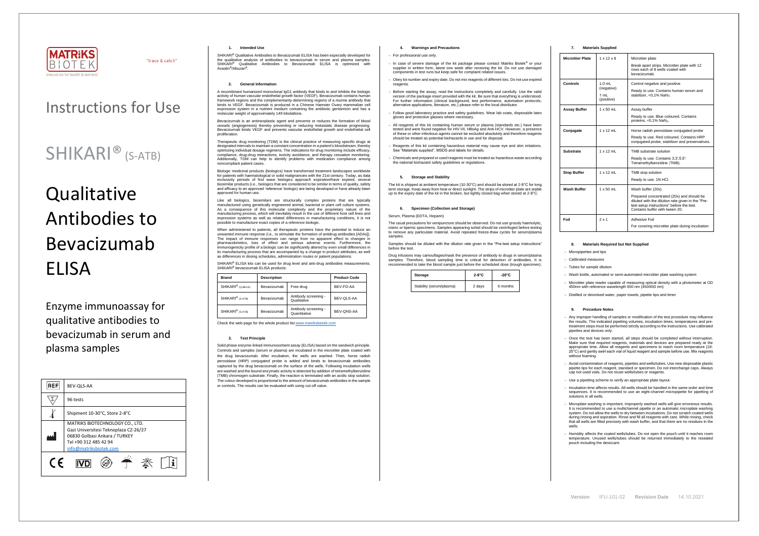MATRIKS BIOTEK

Innovation for health & wellness

"trace & catch"

# Instructions for Use

# SHIKARI® (S-ATB)

# Qualitative Antibodies to Bevacizumab ELISA

Enzyme immunoassay for qualitative antibodies to bevacizumab in serum and plasma samples

| REF | BEV-QLS-AA |
|---|---|
| Σ | 96 tests |
| Temperature | Shipment 10-30°C, Store 2-8°C |
| Manufacturer | MATRIKS BIOTECHNOLOGY CO., LTD. Gazi Universitesi Teknoplaza CZ-26/27 06830 Golbasi Ankara / TURKEY Tel +90 312 485 42 94 info@matriksbiotek.com |

CE IVD

## 1. Intended Use

SHIKARI® Qualitative Antibodies to Bevacizumab ELISA has been especially developed for the qualitative analysis of antibodies to bevacizumab in serum and plasma samples. SHIKARI® Qualitative Antibodies to Bevacizumab ELISA is optimized with Avastin®/Altuzan®.

## 2. General Information

A recombinant humanized monoclonal IgG1 antibody that binds to and inhibits the biologic activity of human vascular endothelial growth factor (VEGF). Bevacizumab contains human framework regions and the complementarity-determining regions of a murine antibody that binds to VEGF. Bevacizumab is produced in a Chinese Hamster Ovary mammalian cell expression system in a nutrient medium containing the antibiotic gentamicin and has a molecular weight of approximately 149 kilodaltons.

Bevacizumab is an antineoplastic agent and prevents or reduces the formation of blood vessels (angiogenesis) thereby preventing or reducing metastatic disease progressing. Bevacizumab binds VEGF and prevents vascular endothelial growth and endothelial cell proliferation.

Therapeutic drug monitoring (TDM) is the clinical practice of measuring specific drugs at designated intervals to maintain a constant concentration in a patient's bloodstream, thereby optimizing individual dosage regimens. The indications for drug monitoring include efficacy, compliance, drug-drug interactions, toxicity avoidance, and therapy cessation monitoring. Additionally, TDM can help to identify problems with medication compliance among noncompliant patient cases.

Biologic medicinal products (biologics) have transformed treatment landscapes worldwide for patients with haematological or solid malignancies with the 21st century. Today, as data exclusivity periods of first wave biologics approach expiration/have expired, several biosimilar products (i.e., biologics that are considered to be similar in terms of quality, safety and efficacy to an approved 'reference' biologic) are being developed or have already been approved for human use.

Like all biologics, biosimilars are structurally complex proteins that are typically manufactured using genetically engineered animal, bacterial or plant cell culture systems. As a consequence of this molecular complexity and the proprietary nature of the manufacturing process, which will inevitably result in the use of different host cell lines and expression systems as well as related differences in manufacturing conditions, it is not possible to manufacture exact copies of a reference biologic.

When administered to patients, all therapeutic proteins have the potential to induce an unwanted immune response (i.e., to stimulate the formation of antidrug antibodies [ADAs]). The impact of immune responses can range from no apparent effect to changes in pharmacokinetics, loss of effect and serious adverse events. Furthermore, the immunogenicity profile of a biologic can be significantly altered by even small differences in its manufacturing process that are accompanied by a change in product attributes, as well as differences in dosing schedules, administration routes or patient populations.

SHIKARI® ELISA kits can be used for drug level and anti-drug antibodies measurements. SHIKARI® bevacizumab ELISA products:

| Brand | Description | | Product Code |
|---|---|---|---|
| SHIKARI® (Q-BEVA) | Bevacizumab | Free drug | BEV-FD-AA |
| SHIKARI® (S-ATB) | Bevacizumab | Antibody screening - Qualitative | BEV-QLS-AA |
| SHIKARI® (S-ATB) | Bevacizumab | Antibody screening - Quantitative | BEV-QNS-AA |

Check the web page for the whole product list www.matriksbiotek.com

## 3. Test Principle

Solid phase enzyme-linked immunosorbent assay (ELISA) based on the sandwich principle. Controls and samples (serum or plasma) are incubated in the microtiter plate coated with the drug bevacizumab. After incubation, the wells are washed. Then, horse radish peroxidase (HRP) conjugated probe is added and binds to bevacizumab antibodies captured by the drug bevacizumab on the surface of the wells. Following incubation wells are washed and the bound enzymatic activity is detected by addition of tetramethylbenzidine (TMB) chromogen substrate. Finally, the reaction is terminated with an acidic stop solution. The colour developed is proportional to the amount of bevacizumab antibodies in the sample or controls. The results can be evaluated with using cut-off value.

## 4. Warnings and Precautions

- For professional use only.
- In case of severe damage of the kit package please contact Matriks Biotek® or your supplier in written form, latest one week after receiving the kit. Do not use damaged components in test runs but keep safe for complaint related issues.
- Obey lot number and expiry date. Do not mix reagents of different lots. Do not use expired reagents.
- Before starting the assay, read the instructions completely and carefully. Use the valid version of the package insert provided with the kit. Be sure that everything is understood. For further information (clinical background, test performance, automation protocols, alternative applications, literature, etc.) please refer to the local distributor.
- Follow good laboratory practice and safety guidelines. Wear lab coats, disposable latex gloves and protective glasses where necessary.
- All reagents of this kit containing human serum or plasma (standards etc.) have been tested and were found negative for HIV I/II, HBsAg and Anti-HCV. However, a presence of these or other infectious agents cannot be excluded absolutely and therefore reagents should be treated as potential biohazards in use and for disposal.
- Reagents of this kit containing hazardous material may cause eye and skin irritations. See "Materials supplied", MSDS and labels for details.
- Chemicals and prepared or used reagents must be treated as hazardous waste according the national biohazard safety guidelines or regulations.

## 5. Storage and Stability

The kit is shipped at ambient temperature (10-30°C) and should be stored at 2-8°C for long term storage. Keep away from heat or direct sunlight. The strips of microtiter plate are stable up to the expiry date of the kit in the broken, but tightly closed bag when stored at 2-8°C.

## 6. Specimen (Collection and Storage)

Serum, Plasma (EDTA, Heparin)

The usual precautions for venipuncture should be observed. Do not use grossly haemolytic, icteric or lipemic specimens. Samples appearing turbid should be centrifuged before testing to remove any particulate material. Avoid repeated freeze-thaw cycles for serum/plasma samples.

Samples should be diluted with the dilution rate given in the "Pre-test setup instructions" before the test.

Drug infusions may camouflages/mask the presence of antibody to drugs in serum/plasma samples. Therefore, blood sampling time is critical for detection of antibodies. It is recommended to take the blood sample just before the scheduled dose (trough specimen).

| Storage | 2-8°C | -20°C |
|---|---|---|
| Stability (serum/plasma) | 2 days | 6 months |

## 7. Materials Supplied

| Microtiter Plate | 1 x 12 x 8 | Microtiter plate<br>Break apart strips. Microtiter plate with 12 rows each of 8 wells coated with bevacizumab. |
|---|---|---|
| Controls | 1,0 mL (negative)<br>1 mL (positive) | Control negative and positive<br>Ready to use. Contains human serum and stabilizer, <0,1% $NaN_3$. |
| Assay Buffer | 1 x 50 mL | Assay buffer<br>Ready to use. Blue coloured. Contains proteins, <0,1% $NaN_3$. |
| Conjugate | 1 x 12 mL | Horse radish peroxidase conjugated probe<br>Ready to use. Red coloured. Contains HRP conjugated probe, stabilizer and preservatives. |
| Substrate | 1 x 12 mL | TMB substrate solution<br>Ready to use. Contains 3,3',5,5'-Tetramethylbenzidine (TMB). |
| Stop Buffer | 1 x 12 mL | TMB stop solution<br>Ready to use. 1N HCl. |
| Wash Buffer | 1 x 50 mL | Wash buffer (20x)<br>Prepared concentrated (20x) and should be diluted with the dilution rate given in the "Pre-test setup instructions" before the test. Contains buffer with tween 20. |
| Foil | 2 x 1 | Adhesive Foil<br>For covering microtiter plate during incubation |

## 8. Materials Required but Not Supplied

- Micropipettes and tips
- Calibrated measures
- Tubes for sample dilution
- Wash bottle, automated or semi-automated microtiter plate washing system
- Microtiter plate reader capable of measuring optical density with a photometer at OD 450nm with reference wavelength 650 nm (450/650 nm)
- Distilled or deionised water, paper towels, pipette tips and timer

## 9. Procedure Notes

- Any improper handling of samples or modification of the test procedure may influence the results. The indicated pipetting volumes, incubation times, temperatures and pre-treatment steps must be performed strictly according to the instructions. Use calibrated pipettes and devices only.
- Once the test has been started, all steps should be completed without interruption. Make sure that required reagents, materials and devices are prepared ready at the appropriate time. Allow all reagents and specimens to reach room temperature (18-25°C) and gently swirl each vial of liquid reagent and sample before use. Mix reagents without foaming.
- Avoid contamination of reagents, pipettes and wells/tubes. Use new disposable plastic pipette tips for each reagent, standard or specimen. Do not interchange caps. Always cap not used vials. Do not reuse wells/tubes or reagents.
- Use a pipetting scheme to verify an appropriate plate layout.
- Incubation time affects results. All wells should be handled in the same order and time sequences. It is recommended to use an eight-channel micropipette for pipetting of solutions in all wells.
- Microplate washing is important. Improperly washed wells will give erroneous results. It is recommended to use a multichannel pipette or an automatic microplate washing system. Do not allow the wells to dry between incubations. Do not scratch coated wells during rinsing and aspiration. Rinse and fill all reagents with care. While rinsing, check that all wells are filled precisely with wash buffer, and that there are no residues in the wells.
- Humidity affects the coated wells/tubes. Do not open the pouch until it reaches room temperature. Unused wells/tubes should be returned immediately to the resealed pouch including the desiccant.

Version IFU-101-02 Revision Date 14.10.2021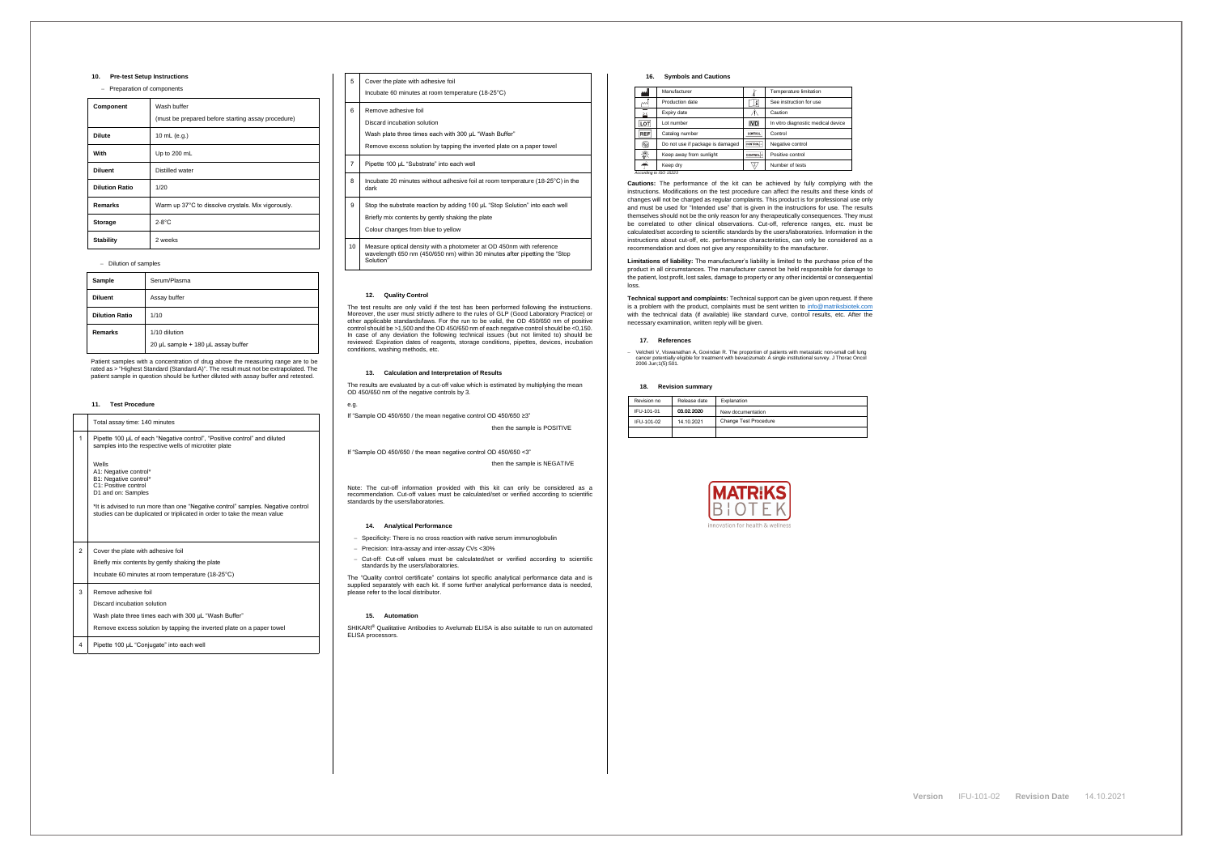## 10. Pre-test Setup Instructions

– Preparation of components

| Component | Wash buffer (must be prepared before starting assay procedure) |
|---|---|
| **Dilute** | 10 mL (e.g.) |
| **With** | Up to 200 mL |
| **Diluent** | Distilled water |
| **Dilution Ratio** | 1/20 |
| **Remarks** | Warm up 37°C to dissolve crystals. Mix vigorously. |
| **Storage** | 2-8°C |
| **Stability** | 2 weeks |

– Dilution of samples

| Sample | Serum/Plasma |
|---|---|
| **Diluent** | Assay buffer |
| **Dilution Ratio** | 1/10 |
| **Remarks** | 1/10 dilution<br>20 µL sample + 180 µL assay buffer |

Patient samples with a concentration of drug above the measuring range are to be rated as > "Highest Standard (Standard A)". The result must not be extrapolated. The patient sample in question should be further diluted with assay buffer and retested.

## 11. Test Procedure

| | Total assay time: 140 minutes |
|---|---|
| 1 | Pipette 100 µL of each "Negative control", "Positive control" and diluted samples into the respective wells of microtiter plate<br><br>Wells<br>A1: Negative control*<br>B1: Negative control*<br>C1: Positive control<br>D1 and on: Samples<br><br>*It is advised to run more than one "Negative control" samples. Negative control studies can be duplicated or triplicated in order to take the mean value |
| 2 | Cover the plate with adhesive foil<br>Briefly mix contents by gently shaking the plate<br>Incubate 60 minutes at room temperature (18-25°C) |
| 3 | Remove adhesive foil<br>Discard incubation solution<br>Wash plate three times each with 300 µL "Wash Buffer"<br>Remove excess solution by tapping the inverted plate on a paper towel |
| 4 | Pipette 100 µL "Conjugate" into each well |
| 5 | Cover the plate with adhesive foil<br>Incubate 60 minutes at room temperature (18-25°C) |
| 6 | Remove adhesive foil<br>Discard incubation solution<br>Wash plate three times each with 300 µL "Wash Buffer"<br>Remove excess solution by tapping the inverted plate on a paper towel |
| 7 | Pipette 100 µL "Substrate" into each well |
| 8 | Incubate 20 minutes without adhesive foil at room temperature (18-25°C) in the dark |
| 9 | Stop the substrate reaction by adding 100 µL "Stop Solution" into each well<br>Briefly mix contents by gently shaking the plate<br>Colour changes from blue to yellow |
| 10 | Measure optical density with a photometer at OD 450nm with reference wavelength 650 nm (450/650 nm) within 30 minutes after pipetting the "Stop Solution" |

## 12. Quality Control

The test results are only valid if the test has been performed following the instructions. Moreover, the user must strictly adhere to the rules of GLP (Good Laboratory Practice) or other applicable standards/laws. For the run to be valid, the OD 450/650 nm of positive control should be >1,500 and the OD 450/650 nm of each negative control should be <0,150. In case of any deviation the following technical issues (but not limited to) should be reviewed: Expiration dates of reagents, storage conditions, pipettes, devices, incubation conditions, washing methods, etc.

## 13. Calculation and Interpretation of Results

The results are evaluated by a cut-off value which is estimated by multiplying the mean OD 450/650 nm of the negative controls by 3.

e.g.

If "Sample OD 450/650 / the mean negative control OD 450/650 ≥3"

then the sample is POSITIVE

If "Sample OD 450/650 / the mean negative control OD 450/650 <3"

then the sample is NEGATIVE

Note: The cut-off information provided with this kit can only be considered as a recommendation. Cut-off values must be calculated/set or verified according to scientific standards by the users/laboratories.

## 14. Analytical Performance

– Specificity: There is no cross reaction with native serum immunoglobulin
– Precision: Intra-assay and inter-assay CVs <30%
– Cut-off: Cut-off values must be calculated/set or verified according to scientific standards by the users/laboratories.

The "Quality control certificate" contains lot specific analytical performance data and is supplied separately with each kit. If some further analytical performance data is needed, please refer to the local distributor.

## 15. Automation

SHIKARI® Qualitative Antibodies to Avelumab ELISA is also suitable to run on automated ELISA processors.

## 16. Symbols and Cautions

| | | | |
|---|---|---|---|
| | Manufacturer | | Temperature limitation |
| | Production date | | See instruction for use |
| | Expiry date | | Caution |
| LOT | Lot number | IVD | In vitro diagnostic medical device |
| REF | Catalog number | CONTROL | Control |
| | Do not use if package is damaged | CONTROL − | Negative control |
| | Keep away from sunlight | CONTROL + | Positive control |
| | Keep dry | | Number of tests |

*According to ISO 15223*

**Cautions:** The performance of the kit can be achieved by fully complying with the instructions. Modifications on the test procedure can affect the results and these kinds of changes will not be charged as regular complaints. This product is for professional use only and must be used for "Intended use" that is given in the instructions for use. The results themselves should not be the only reason for any therapeutically consequences. They must be correlated to other clinical observations. Cut-off, reference ranges, etc. must be calculated/set according to scientific standards by the users/laboratories. Information in the instructions about cut-off, etc. performance characteristics, can only be considered as a recommendation and does not give any responsibility to the manufacturer.

**Limitations of liability:** The manufacturer's liability is limited to the purchase price of the product in all circumstances. The manufacturer cannot be held responsible for damage to the patient, lost profit, lost sales, damage to property or any other incidental or consequential loss.

**Technical support and complaints:** Technical support can be given upon request. If there is a problem with the product, complaints must be sent written to info@matriksbiotek.com with the technical data (if available) like standard curve, control results, etc. After the necessary examination, written reply will be given.

## 17. References

– Velcheti V, Viswanathan A, Govindan R. The proportion of patients with metastatic non-small cell lung cancer potentially eligible for treatment with bevacizumab: A single institutional survey. J Thorac Oncol 2006 Jun;1(5):501.

## 18. Revision summary

| Revision no | Release date | Explanation |
|---|---|---|
| IFU-101-01 | 03.02.2020 | New documentation |
| IFU-101-02 | 14.10.2021 | Change Test Procedure |
| | | |

MATRIKS BIOTEK
innovation for health & wellness

**Version** IFU-101-02 **Revision Date** 14.10.2021